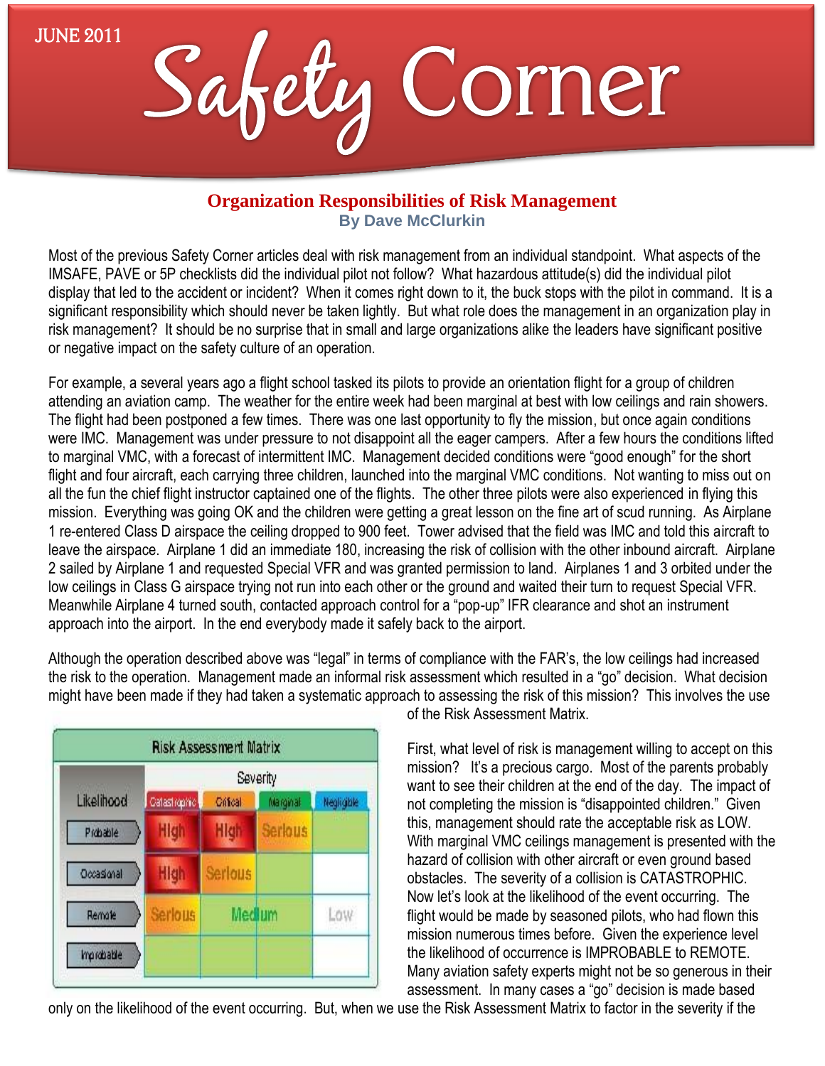# Safety Corner

JUNE 2011

## Organization Responsibilities of Risk Management

**By Dave McClurkin**

Most of the previous Safety Corner articles deal with risk management from an individual standpoint. What aspects of the IMSAFE, PAVE or 5P checklists did the individual pilot not follow? What hazardous attitude(s) did the individual pilot display that led to the accident or incident? When it comes right down to it, the buck stops with the pilot in command. It is a significant responsibility which should never be taken lightly. But what role does the management in an organization play in risk management? It should be no surprise that in small and large organizations alike the leaders have significant positive or negative impact on the safety culture of an operation.

For example, a several years ago a flight school tasked its pilots to provide an orientation flight for a group of children attending an aviation camp. The weather for the entire week had been marginal at best with low ceilings and rain showers. The flight had been postponed a few times. There was one last opportunity to fly the mission, but once again conditions were IMC. Management was under pressure to not disappoint all the eager campers. After a few hours the conditions lifted to marginal VMC, with a forecast of intermittent IMC. Management decided conditions were "good enough" for the short flight and four aircraft, each carrying three children, launched into the marginal VMC conditions. Not wanting to miss out on all the fun the chief flight instructor captained one of the flights. The other three pilots were also experienced in flying this mission. Everything was going OK and the children were getting a great lesson on the fine art of scud running. As Airplane 1 re-entered Class D airspace the ceiling dropped to 900 feet. Tower advised that the field was IMC and told this aircraft to leave the airspace. Airplane 1 did an immediate 180, increasing the risk of collision with the other inbound aircraft. Airplane 2 sailed by Airplane 1 and requested Special VFR and was granted permission to land. Airplanes 1 and 3 orbited under the low ceilings in Class G airspace trying not run into each other or the ground and waited their turn to request Special VFR. Meanwhile Airplane 4 turned south, contacted approach control for a "pop-up" IFR clearance and shot an instrument approach into the airport. In the end everybody made it safely back to the airport.

Although the operation described above was "legal" in terms of compliance with the FAR's, the low ceilings had increased the risk to the operation. Management made an informal risk assessment which resulted in a "go" decision. What decision might have been made if they had taken a systematic approach to assessing the risk of this mission? This involves the use of the Risk Assessment Matrix.

**Risk Assessment Matrix**

| Likelihood | Severity: Catastrophic | Critical | Marginal | Negligible |
|---|---|---|---|---|
| Probable | High | High | Serious | |
| Occasional | High | Serious | | |
| Remote | Serious | Medium | | Low |
| Improbable | | | | |

First, what level of risk is management willing to accept on this mission? It's a precious cargo. Most of the parents probably want to see their children at the end of the day. The impact of not completing the mission is "disappointed children." Given this, management should rate the acceptable risk as LOW. With marginal VMC ceilings management is presented with the hazard of collision with other aircraft or even ground based obstacles. The severity of a collision is CATASTROPHIC. Now let's look at the likelihood of the event occurring. The flight would be made by seasoned pilots, who had flown this mission numerous times before. Given the experience level the likelihood of occurrence is IMPROBABLE to REMOTE. Many aviation safety experts might not be so generous in their assessment. In many cases a "go" decision is made based only on the likelihood of the event occurring. But, when we use the Risk Assessment Matrix to factor in the severity if the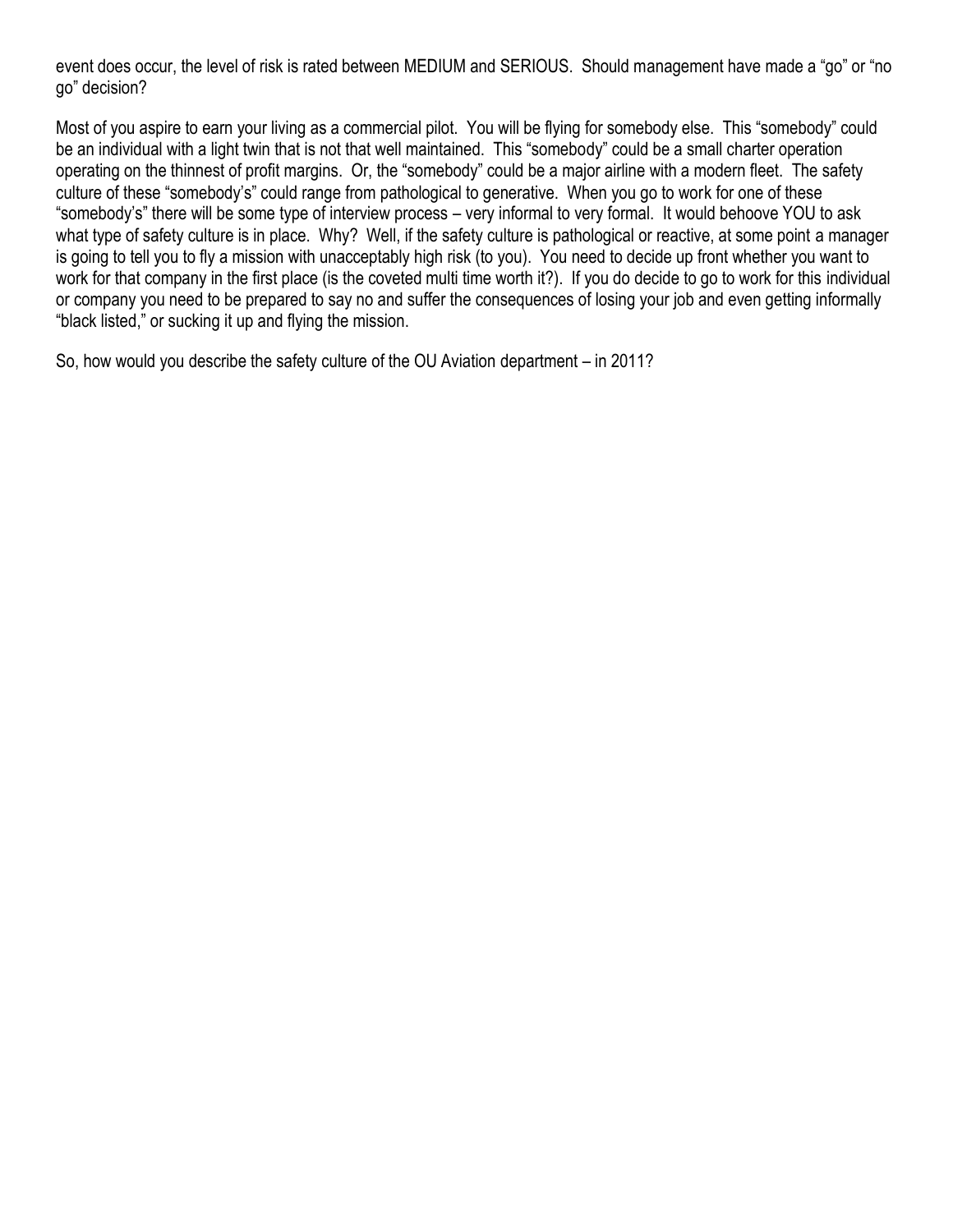event does occur, the level of risk is rated between MEDIUM and SERIOUS. Should management have made a "go" or "no go" decision?

Most of you aspire to earn your living as a commercial pilot. You will be flying for somebody else. This "somebody" could be an individual with a light twin that is not that well maintained. This "somebody" could be a small charter operation operating on the thinnest of profit margins. Or, the "somebody" could be a major airline with a modern fleet. The safety culture of these "somebody's" could range from pathological to generative. When you go to work for one of these "somebody's" there will be some type of interview process – very informal to very formal. It would behoove YOU to ask what type of safety culture is in place. Why? Well, if the safety culture is pathological or reactive, at some point a manager is going to tell you to fly a mission with unacceptably high risk (to you). You need to decide up front whether you want to work for that company in the first place (is the coveted multi time worth it?). If you do decide to go to work for this individual or company you need to be prepared to say no and suffer the consequences of losing your job and even getting informally "black listed," or sucking it up and flying the mission.

So, how would you describe the safety culture of the OU Aviation department – in 2011?